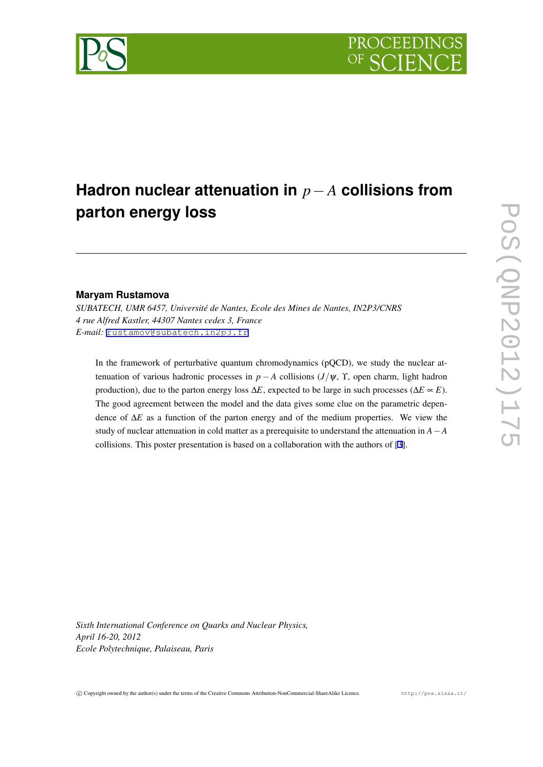# Hadron nuclear attenuation in $p-A$ collisions from parton energy loss

**Maryam Rustamova**

*SUBATECH, UMR 6457, Université de Nantes, Ecole des Mines de Nantes, IN2P3/CNRS*
*4 rue Alfred Kastler, 44307 Nantes cedex 3, France*
*E-mail:* rustamov@subatech.in2p3.fr

In the framework of perturbative quantum chromodynamics (pQCD), we study the nuclear attenuation of various hadronic processes in $p-A$ collisions ($J/\psi$, $\Upsilon$, open charm, light hadron production), due to the parton energy loss $\Delta E$, expected to be large in such processes ($\Delta E \propto E$). The good agreement between the model and the data gives some clue on the parametric dependence of $\Delta E$ as a function of the parton energy and of the medium properties. We view the study of nuclear attenuation in cold matter as a prerequisite to understand the attenuation in $A-A$ collisions. This poster presentation is based on a collaboration with the authors of [3].

*Sixth International Conference on Quarks and Nuclear Physics,*
*April 16-20, 2012*
*Ecole Polytechnique, Palaiseau, Paris*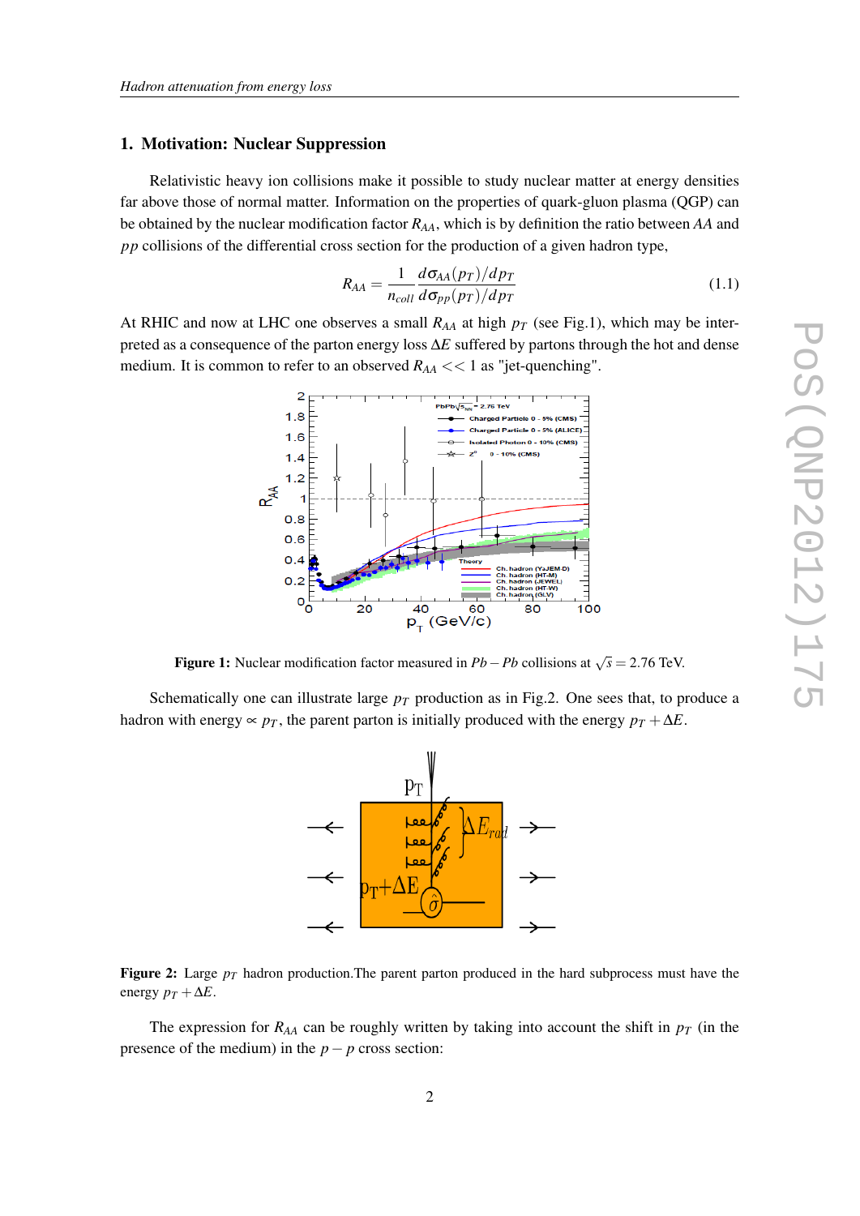## 1. Motivation: Nuclear Suppression

Relativistic heavy ion collisions make it possible to study nuclear matter at energy densities far above those of normal matter. Information on the properties of quark-gluon plasma (QGP) can be obtained by the nuclear modification factor $R_{AA}$, which is by definition the ratio between $AA$ and $pp$ collisions of the differential cross section for the production of a given hadron type,

$$R_{AA} = \frac{1}{n_{coll}} \frac{d\sigma_{AA}(p_T)/dp_T}{d\sigma_{pp}(p_T)/dp_T} \tag{1.1}$$

At RHIC and now at LHC one observes a small $R_{AA}$ at high $p_T$ (see Fig.1), which may be interpreted as a consequence of the parton energy loss $\Delta E$ suffered by partons through the hot and dense medium. It is common to refer to an observed $R_{AA} << 1$ as "jet-quenching".

**Figure 1:** Nuclear modification factor measured in $Pb-Pb$ collisions at $\sqrt{s} = 2.76$ TeV.

Schematically one can illustrate large $p_T$ production as in Fig.2. One sees that, to produce a hadron with energy $\propto p_T$, the parent parton is initially produced with the energy $p_T + \Delta E$.

**Figure 2:** Large $p_T$ hadron production.The parent parton produced in the hard subprocess must have the energy $p_T + \Delta E$.

The expression for $R_{AA}$ can be roughly written by taking into account the shift in $p_T$ (in the presence of the medium) in the $p-p$ cross section: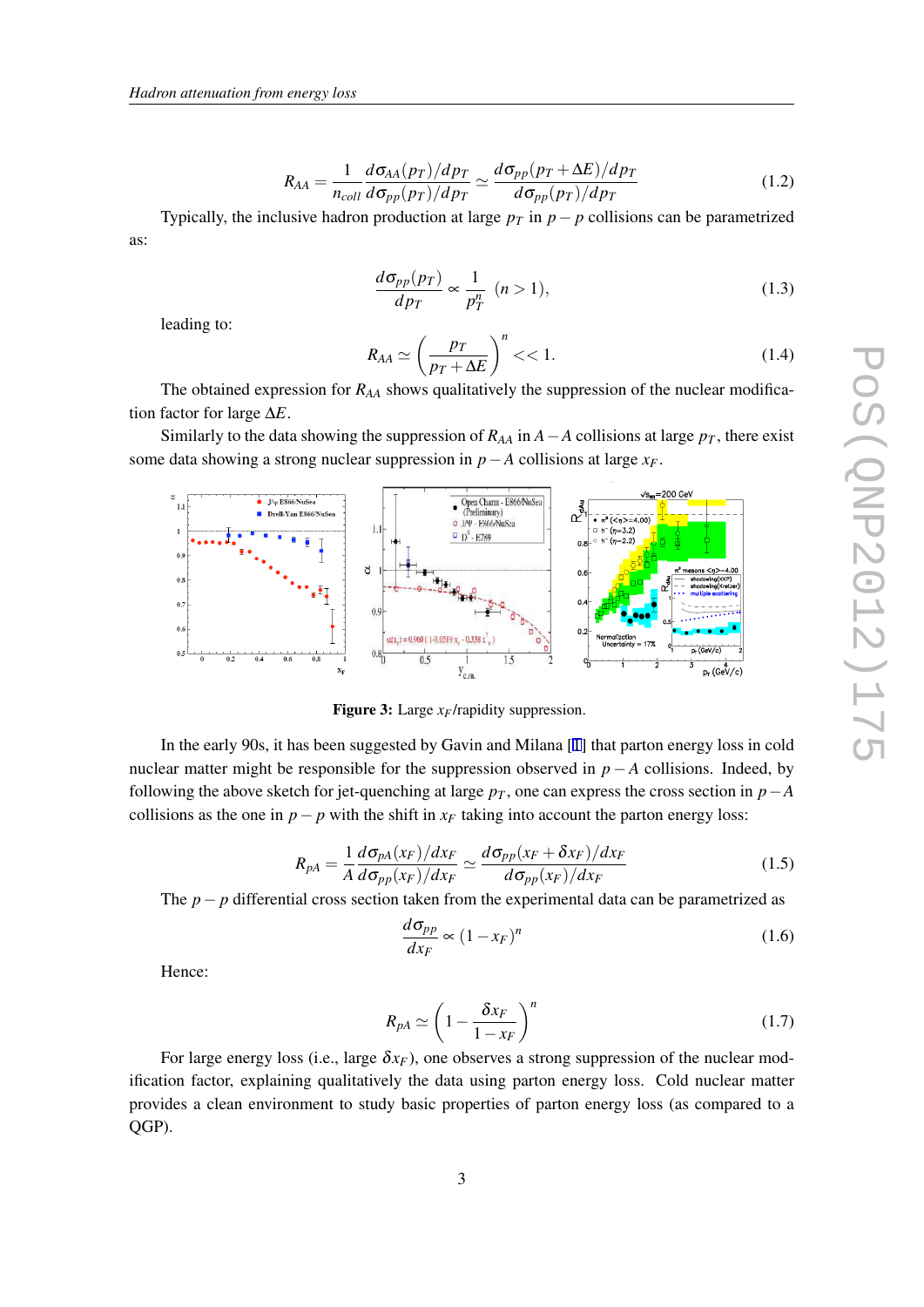$$R_{AA} = \frac{1}{n_{coll}} \frac{d\sigma_{AA}(p_T)/dp_T}{d\sigma_{pp}(p_T)/dp_T} \simeq \frac{d\sigma_{pp}(p_T + \Delta E)/dp_T}{d\sigma_{pp}(p_T)/dp_T} \tag{1.2}$$

Typically, the inclusive hadron production at large $p_T$ in $p-p$ collisions can be parametrized as:

$$\frac{d\sigma_{pp}(p_T)}{dp_T} \propto \frac{1}{p_T^n} \quad (n > 1), \tag{1.3}$$

leading to:

$$R_{AA} \simeq \left( \frac{p_T}{p_T + \Delta E} \right)^n << 1. \tag{1.4}$$

The obtained expression for $R_{AA}$ shows qualitatively the suppression of the nuclear modification factor for large $\Delta E$.

Similarly to the data showing the suppression of $R_{AA}$ in $A-A$ collisions at large $p_T$, there exist some data showing a strong nuclear suppression in $p-A$ collisions at large $x_F$.

**Figure 3:** Large $x_F$/rapidity suppression.

In the early 90s, it has been suggested by Gavin and Milana [1] that parton energy loss in cold nuclear matter might be responsible for the suppression observed in $p-A$ collisions. Indeed, by following the above sketch for jet-quenching at large $p_T$, one can express the cross section in $p-A$ collisions as the one in $p-p$ with the shift in $x_F$ taking into account the parton energy loss:

$$R_{pA} = \frac{1}{A} \frac{d\sigma_{pA}(x_F)/dx_F}{d\sigma_{pp}(x_F)/dx_F} \simeq \frac{d\sigma_{pp}(x_F + \delta x_F)/dx_F}{d\sigma_{pp}(x_F)/dx_F} \tag{1.5}$$

The $p-p$ differential cross section taken from the experimental data can be parametrized as

$$\frac{d\sigma_{pp}}{dx_F} \propto (1 - x_F)^n \tag{1.6}$$

Hence:

$$R_{pA} \simeq \left( 1 - \frac{\delta x_F}{1 - x_F} \right)^n \tag{1.7}$$

For large energy loss (i.e., large $\delta x_F$), one observes a strong suppression of the nuclear modification factor, explaining qualitatively the data using parton energy loss. Cold nuclear matter provides a clean environment to study basic properties of parton energy loss (as compared to a QGP).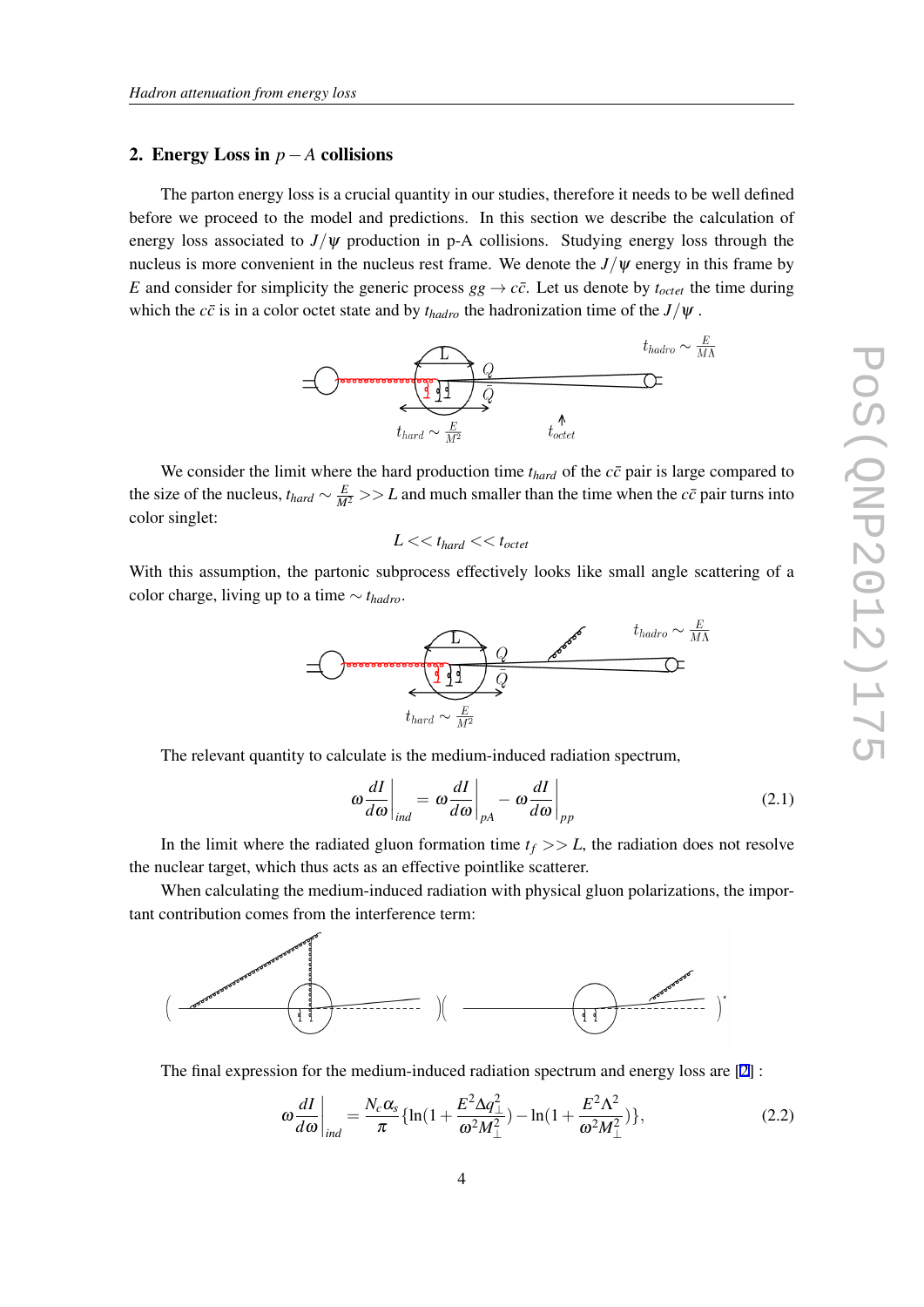## 2. Energy Loss in $p-A$ collisions

The parton energy loss is a crucial quantity in our studies, therefore it needs to be well defined before we proceed to the model and predictions. In this section we describe the calculation of energy loss associated to $J/\psi$ production in p-A collisions. Studying energy loss through the nucleus is more convenient in the nucleus rest frame. We denote the $J/\psi$ energy in this frame by $E$ and consider for simplicity the generic process $gg \to c\bar{c}$. Let us denote by $t_{octet}$ the time during which the $c\bar{c}$ is in a color octet state and by $t_{hadro}$ the hadronization time of the $J/\psi$ .

We consider the limit where the hard production time $t_{hard}$ of the $c\bar{c}$ pair is large compared to the size of the nucleus, $t_{hard} \sim \frac{E}{M^2} >> L$ and much smaller than the time when the $c\bar{c}$ pair turns into color singlet:

$$L << t_{hard} << t_{octet}$$

With this assumption, the partonic subprocess effectively looks like small angle scattering of a color charge, living up to a time $\sim t_{hadro}$.

The relevant quantity to calculate is the medium-induced radiation spectrum,

$$\omega \frac{dI}{d\omega}\bigg|_{ind} = \omega \frac{dI}{d\omega}\bigg|_{pA} - \omega \frac{dI}{d\omega}\bigg|_{pp} \tag{2.1}$$

In the limit where the radiated gluon formation time $t_f >> L$, the radiation does not resolve the nuclear target, which thus acts as an effective pointlike scatterer.

When calculating the medium-induced radiation with physical gluon polarizations, the important contribution comes from the interference term:

The final expression for the medium-induced radiation spectrum and energy loss are [2] :

$$\omega \frac{dI}{d\omega}\bigg|_{ind} = \frac{N_c \alpha_s}{\pi} \{\ln(1 + \frac{E^2 \Delta q_\perp^2}{\omega^2 M_\perp^2}) - \ln(1 + \frac{E^2 \Lambda^2}{\omega^2 M_\perp^2})\}, \tag{2.2}$$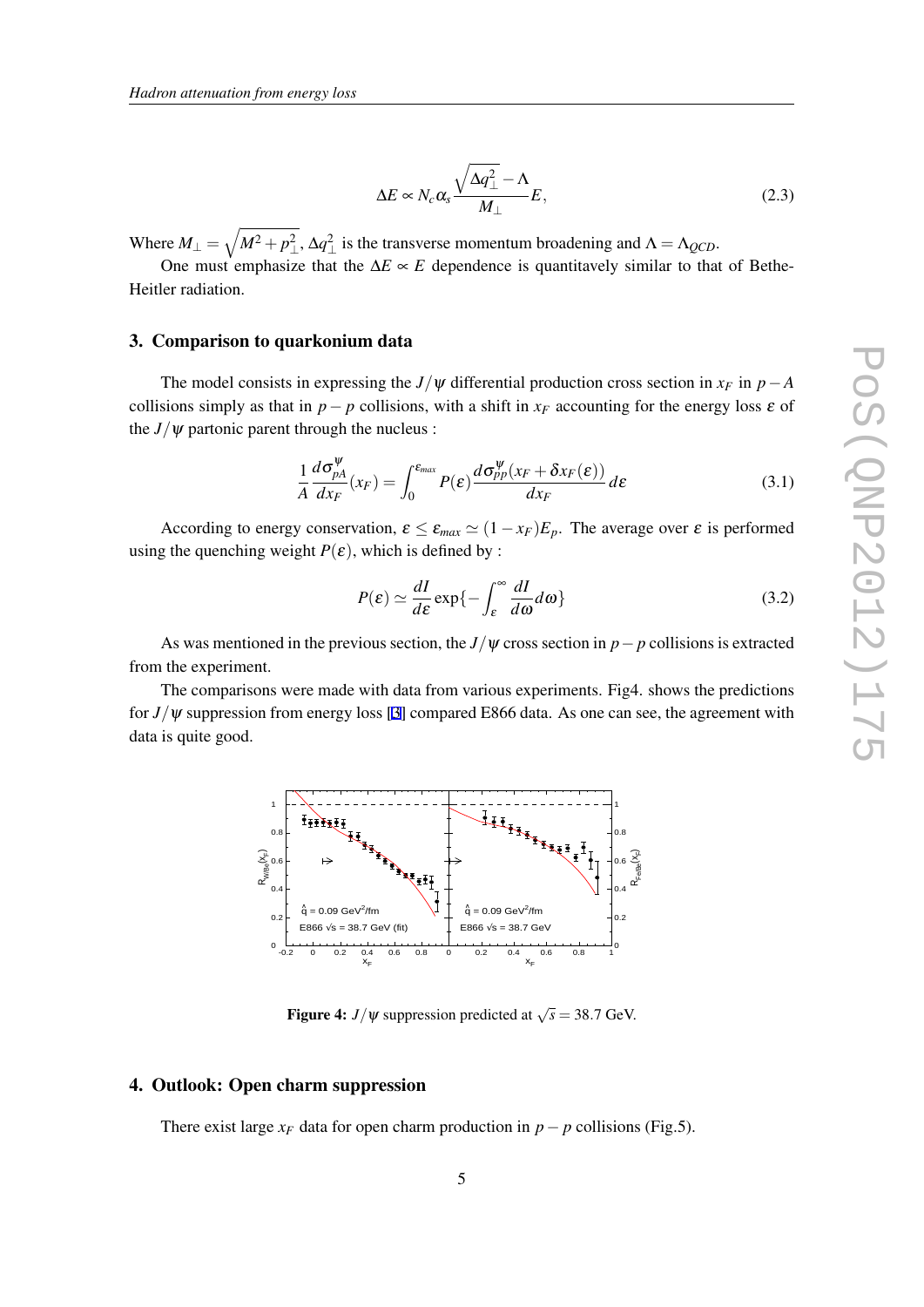$$\Delta E \propto N_c \alpha_s \frac{\sqrt{\Delta q_\perp^2} - \Lambda}{M_\perp} E, \tag{2.3}$$

Where $M_\perp = \sqrt{M^2 + p_\perp^2}$, $\Delta q_\perp^2$ is the transverse momentum broadening and $\Lambda = \Lambda_{QCD}$.

One must emphasize that the $\Delta E \propto E$ dependence is quantitavely similar to that of Bethe-Heitler radiation.

## 3. Comparison to quarkonium data

The model consists in expressing the $J/\psi$ differential production cross section in $x_F$ in $p-A$ collisions simply as that in $p-p$ collisions, with a shift in $x_F$ accounting for the energy loss $\varepsilon$ of the $J/\psi$ partonic parent through the nucleus :

$$\frac{1}{A}\frac{d\sigma_{pA}^{\psi}}{dx_F}(x_F) = \int_0^{\varepsilon_{max}} P(\varepsilon) \frac{d\sigma_{pp}^{\psi}(x_F + \delta x_F(\varepsilon))}{dx_F} d\varepsilon \tag{3.1}$$

According to energy conservation, $\varepsilon \leq \varepsilon_{max} \simeq (1 - x_F)E_p$. The average over $\varepsilon$ is performed using the quenching weight $P(\varepsilon)$, which is defined by :

$$P(\varepsilon) \simeq \frac{dI}{d\varepsilon} \exp\{-\int_{\varepsilon}^{\infty} \frac{dI}{d\omega} d\omega\} \tag{3.2}$$

As was mentioned in the previous section, the $J/\psi$ cross section in $p-p$ collisions is extracted from the experiment.

The comparisons were made with data from various experiments. Fig4. shows the predictions for $J/\psi$ suppression from energy loss [3] compared E866 data. As one can see, the agreement with data is quite good.

**Figure 4:** $J/\psi$ suppression predicted at $\sqrt{s} = 38.7$ GeV.

## 4. Outlook: Open charm suppression

There exist large $x_F$ data for open charm production in $p-p$ collisions (Fig.5).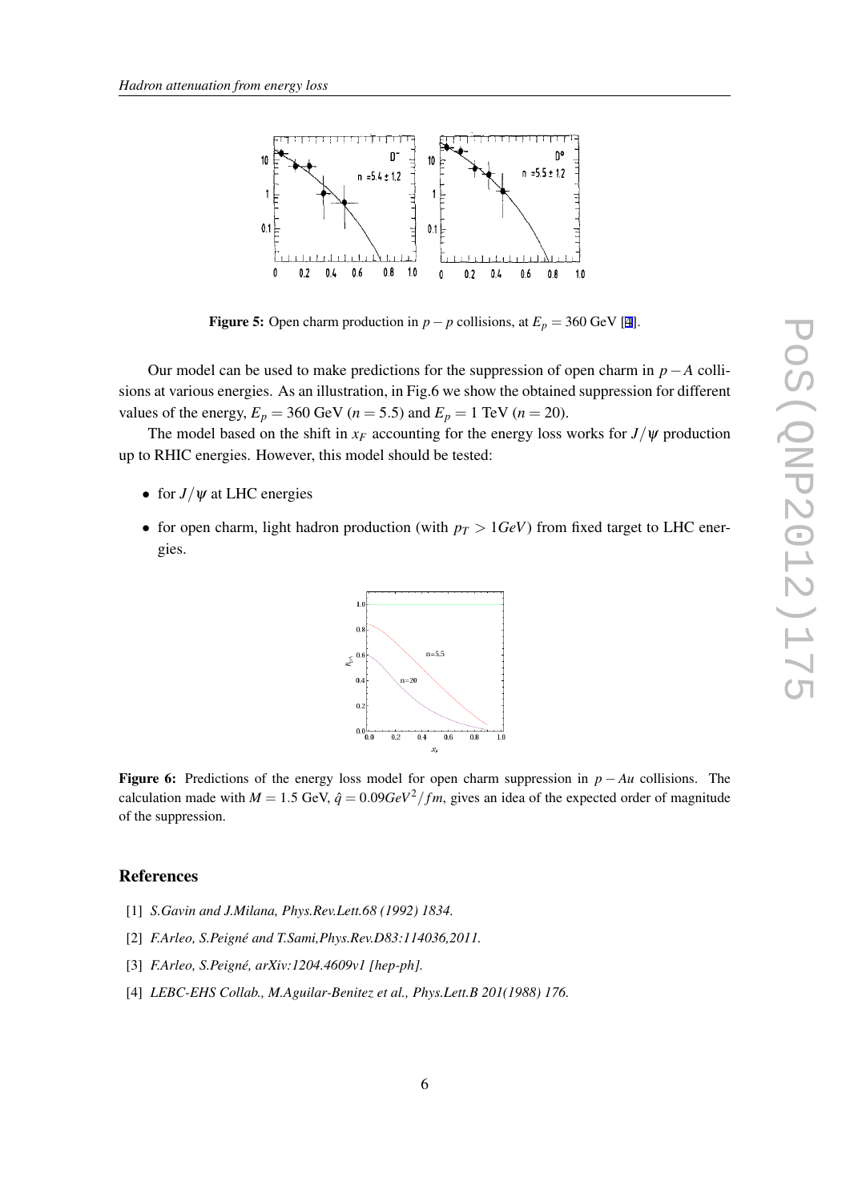D⁻

n = 5.4 ± 1.2

10

1

0.1

0 0.2 0.4 0.6 0.8 1.0

D⁰

n = 5.5 ± 1.2

10

1

0.1

0 0.2 0.4 0.6 0.8 1.0

**Figure 5:** Open charm production in $p-p$ collisions, at $E_p = 360$ GeV [4].

Our model can be used to make predictions for the suppression of open charm in $p-A$ collisions at various energies. As an illustration, in Fig.6 we show the obtained suppression for different values of the energy, $E_p = 360$ GeV ($n = 5.5$) and $E_p = 1$ TeV ($n = 20$).

The model based on the shift in $x_F$ accounting for the energy loss works for $J/\psi$ production up to RHIC energies. However, this model should be tested:

- for $J/\psi$ at LHC energies
- for open charm, light hadron production (with $p_T > 1GeV$) from fixed target to LHC energies.

$R_{pA}$

1.0

0.8

0.6

0.4

0.2

0.0

n=5.5

n=20

0.0 0.2 0.4 0.6 0.8 1.0

$x_F$

**Figure 6:** Predictions of the energy loss model for open charm suppression in $p-Au$ collisions. The calculation made with $M = 1.5$ GeV, $\hat{q} = 0.09 GeV^2/fm$, gives an idea of the expected order of magnitude of the suppression.

## References

[1] *S.Gavin and J.Milana, Phys.Rev.Lett.68 (1992) 1834.*

[2] *F.Arleo, S.Peigné and T.Sami,Phys.Rev.D83:114036,2011.*

[3] *F.Arleo, S.Peigné, arXiv:1204.4609v1 [hep-ph].*

[4] *LEBC-EHS Collab., M.Aguilar-Benitez et al., Phys.Lett.B 201(1988) 176.*